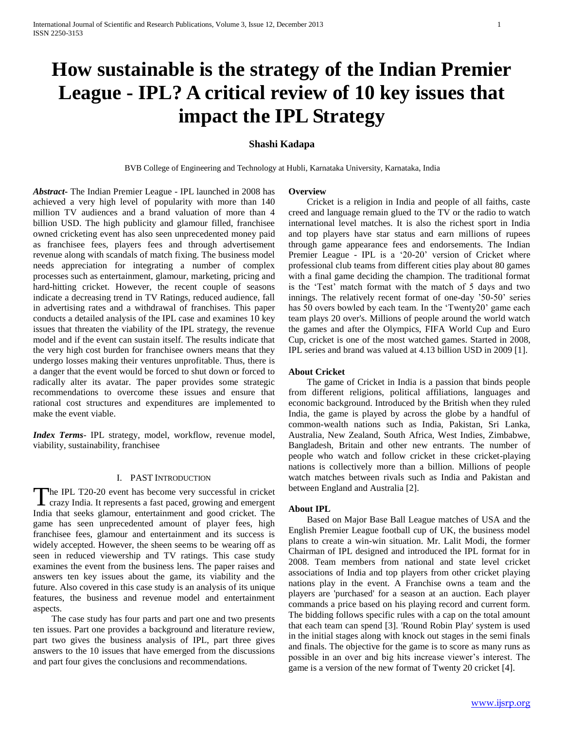# How sustainable is the strategy of the Indian Premier League - IPL? A critical review of 10 key issues that impact the IPL Strategy

**Shashi Kadapa**

BVB College of Engineering and Technology at Hubli, Karnataka University, Karnataka, India

***Abstract***- The Indian Premier League - IPL launched in 2008 has achieved a very high level of popularity with more than 140 million TV audiences and a brand valuation of more than 4 billion USD. The high publicity and glamour filled, franchisee owned cricketing event has also seen unprecedented money paid as franchisee fees, players fees and through advertisement revenue along with scandals of match fixing. The business model needs appreciation for integrating a number of complex processes such as entertainment, glamour, marketing, pricing and hard-hitting cricket. However, the recent couple of seasons indicate a decreasing trend in TV Ratings, reduced audience, fall in advertising rates and a withdrawal of franchises. This paper conducts a detailed analysis of the IPL case and examines 10 key issues that threaten the viability of the IPL strategy, the revenue model and if the event can sustain itself. The results indicate that the very high cost burden for franchisee owners means that they undergo losses making their ventures unprofitable. Thus, there is a danger that the event would be forced to shut down or forced to radically alter its avatar. The paper provides some strategic recommendations to overcome these issues and ensure that rational cost structures and expenditures are implemented to make the event viable.

***Index Terms***- IPL strategy, model, workflow, revenue model, viability, sustainability, franchisee

## I. Past Introduction

The IPL T20-20 event has become very successful in cricket crazy India. It represents a fast paced, growing and emergent India that seeks glamour, entertainment and good cricket. The game has seen unprecedented amount of player fees, high franchisee fees, glamour and entertainment and its success is widely accepted. However, the sheen seems to be wearing off as seen in reduced viewership and TV ratings. This case study examines the event from the business lens. The paper raises and answers ten key issues about the game, its viability and the future. Also covered in this case study is an analysis of its unique features, the business and revenue model and entertainment aspects.

The case study has four parts and part one and two presents ten issues. Part one provides a background and literature review, part two gives the business analysis of IPL, part three gives answers to the 10 issues that have emerged from the discussions and part four gives the conclusions and recommendations.

### Overview

Cricket is a religion in India and people of all faiths, caste creed and language remain glued to the TV or the radio to watch international level matches. It is also the richest sport in India and top players have star status and earn millions of rupees through game appearance fees and endorsements. The Indian Premier League - IPL is a '20-20' version of Cricket where professional club teams from different cities play about 80 games with a final game deciding the champion. The traditional format is the 'Test' match format with the match of 5 days and two innings. The relatively recent format of one-day '50-50' series has 50 overs bowled by each team. In the 'Twenty20' game each team plays 20 over's. Millions of people around the world watch the games and after the Olympics, FIFA World Cup and Euro Cup, cricket is one of the most watched games. Started in 2008, IPL series and brand was valued at 4.13 billion USD in 2009 [1].

### About Cricket

The game of Cricket in India is a passion that binds people from different religions, political affiliations, languages and economic background. Introduced by the British when they ruled India, the game is played by across the globe by a handful of common-wealth nations such as India, Pakistan, Sri Lanka, Australia, New Zealand, South Africa, West Indies, Zimbabwe, Bangladesh, Britain and other new entrants. The number of people who watch and follow cricket in these cricket-playing nations is collectively more than a billion. Millions of people watch matches between rivals such as India and Pakistan and between England and Australia [2].

### About IPL

Based on Major Base Ball League matches of USA and the English Premier League football cup of UK, the business model plans to create a win-win situation. Mr. Lalit Modi, the former Chairman of IPL designed and introduced the IPL format for in 2008. Team members from national and state level cricket associations of India and top players from other cricket playing nations play in the event. A Franchise owns a team and the players are 'purchased' for a season at an auction. Each player commands a price based on his playing record and current form. The bidding follows specific rules with a cap on the total amount that each team can spend [3]. 'Round Robin Play' system is used in the initial stages along with knock out stages in the semi finals and finals. The objective for the game is to score as many runs as possible in an over and big hits increase viewer's interest. The game is a version of the new format of Twenty 20 cricket [4].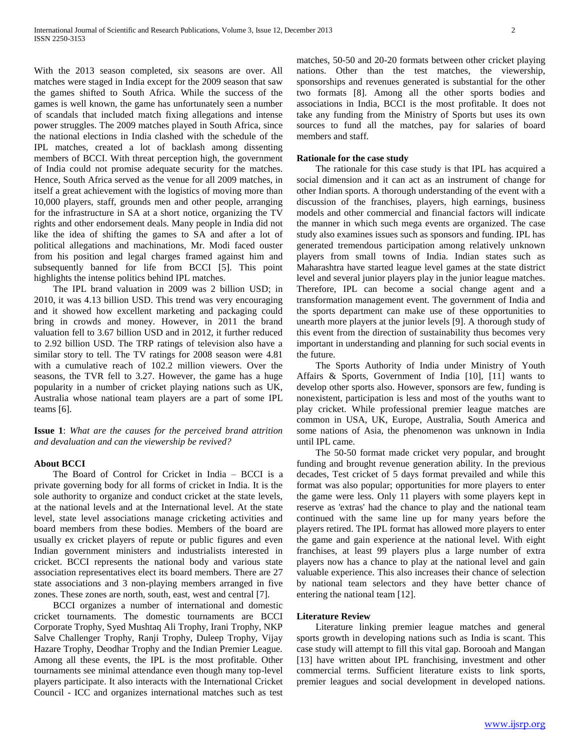With the 2013 season completed, six seasons are over. All matches were staged in India except for the 2009 season that saw the games shifted to South Africa. While the success of the games is well known, the game has unfortunately seen a number of scandals that included match fixing allegations and intense power struggles. The 2009 matches played in South Africa, since the national elections in India clashed with the schedule of the IPL matches, created a lot of backlash among dissenting members of BCCI. With threat perception high, the government of India could not promise adequate security for the matches. Hence, South Africa served as the venue for all 2009 matches, in itself a great achievement with the logistics of moving more than 10,000 players, staff, grounds men and other people, arranging for the infrastructure in SA at a short notice, organizing the TV rights and other endorsement deals. Many people in India did not like the idea of shifting the games to SA and after a lot of political allegations and machinations, Mr. Modi faced ouster from his position and legal charges framed against him and subsequently banned for life from BCCI [5]. This point highlights the intense politics behind IPL matches.

The IPL brand valuation in 2009 was 2 billion USD; in 2010, it was 4.13 billion USD. This trend was very encouraging and it showed how excellent marketing and packaging could bring in crowds and money. However, in 2011 the brand valuation fell to 3.67 billion USD and in 2012, it further reduced to 2.92 billion USD. The TRP ratings of television also have a similar story to tell. The TV ratings for 2008 season were 4.81 with a cumulative reach of 102.2 million viewers. Over the seasons, the TVR fell to 3.27. However, the game has a huge popularity in a number of cricket playing nations such as UK, Australia whose national team players are a part of some IPL teams [6].

**Issue 1**: *What are the causes for the perceived brand attrition and devaluation and can the viewership be revived?*

**About BCCI**

The Board of Control for Cricket in India – BCCI is a private governing body for all forms of cricket in India. It is the sole authority to organize and conduct cricket at the state levels, at the national levels and at the International level. At the state level, state level associations manage cricketing activities and board members from these bodies. Members of the board are usually ex cricket players of repute or public figures and even Indian government ministers and industrialists interested in cricket. BCCI represents the national body and various state association representatives elect its board members. There are 27 state associations and 3 non-playing members arranged in five zones. These zones are north, south, east, west and central [7].

BCCI organizes a number of international and domestic cricket tournaments. The domestic tournaments are BCCI Corporate Trophy, Syed Mushtaq Ali Trophy, Irani Trophy, NKP Salve Challenger Trophy, Ranji Trophy, Duleep Trophy, Vijay Hazare Trophy, Deodhar Trophy and the Indian Premier League. Among all these events, the IPL is the most profitable. Other tournaments see minimal attendance even though many top-level players participate. It also interacts with the International Cricket Council - ICC and organizes international matches such as test matches, 50-50 and 20-20 formats between other cricket playing nations. Other than the test matches, the viewership, sponsorships and revenues generated is substantial for the other two formats [8]. Among all the other sports bodies and associations in India, BCCI is the most profitable. It does not take any funding from the Ministry of Sports but uses its own sources to fund all the matches, pay for salaries of board members and staff.

**Rationale for the case study**

The rationale for this case study is that IPL has acquired a social dimension and it can act as an instrument of change for other Indian sports. A thorough understanding of the event with a discussion of the franchises, players, high earnings, business models and other commercial and financial factors will indicate the manner in which such mega events are organized. The case study also examines issues such as sponsors and funding. IPL has generated tremendous participation among relatively unknown players from small towns of India. Indian states such as Maharashtra have started league level games at the state district level and several junior players play in the junior league matches. Therefore, IPL can become a social change agent and a transformation management event. The government of India and the sports department can make use of these opportunities to unearth more players at the junior levels [9]. A thorough study of this event from the direction of sustainability thus becomes very important in understanding and planning for such social events in the future.

The Sports Authority of India under Ministry of Youth Affairs & Sports, Government of India [10], [11] wants to develop other sports also. However, sponsors are few, funding is nonexistent, participation is less and most of the youths want to play cricket. While professional premier league matches are common in USA, UK, Europe, Australia, South America and some nations of Asia, the phenomenon was unknown in India until IPL came.

The 50-50 format made cricket very popular, and brought funding and brought revenue generation ability. In the previous decades, Test cricket of 5 days format prevailed and while this format was also popular; opportunities for more players to enter the game were less. Only 11 players with some players kept in reserve as 'extras' had the chance to play and the national team continued with the same line up for many years before the players retired. The IPL format has allowed more players to enter the game and gain experience at the national level. With eight franchises, at least 99 players plus a large number of extra players now has a chance to play at the national level and gain valuable experience. This also increases their chance of selection by national team selectors and they have better chance of entering the national team [12].

**Literature Review**

Literature linking premier league matches and general sports growth in developing nations such as India is scant. This case study will attempt to fill this vital gap. Borooah and Mangan [13] have written about IPL franchising, investment and other commercial terms. Sufficient literature exists to link sports, premier leagues and social development in developed nations.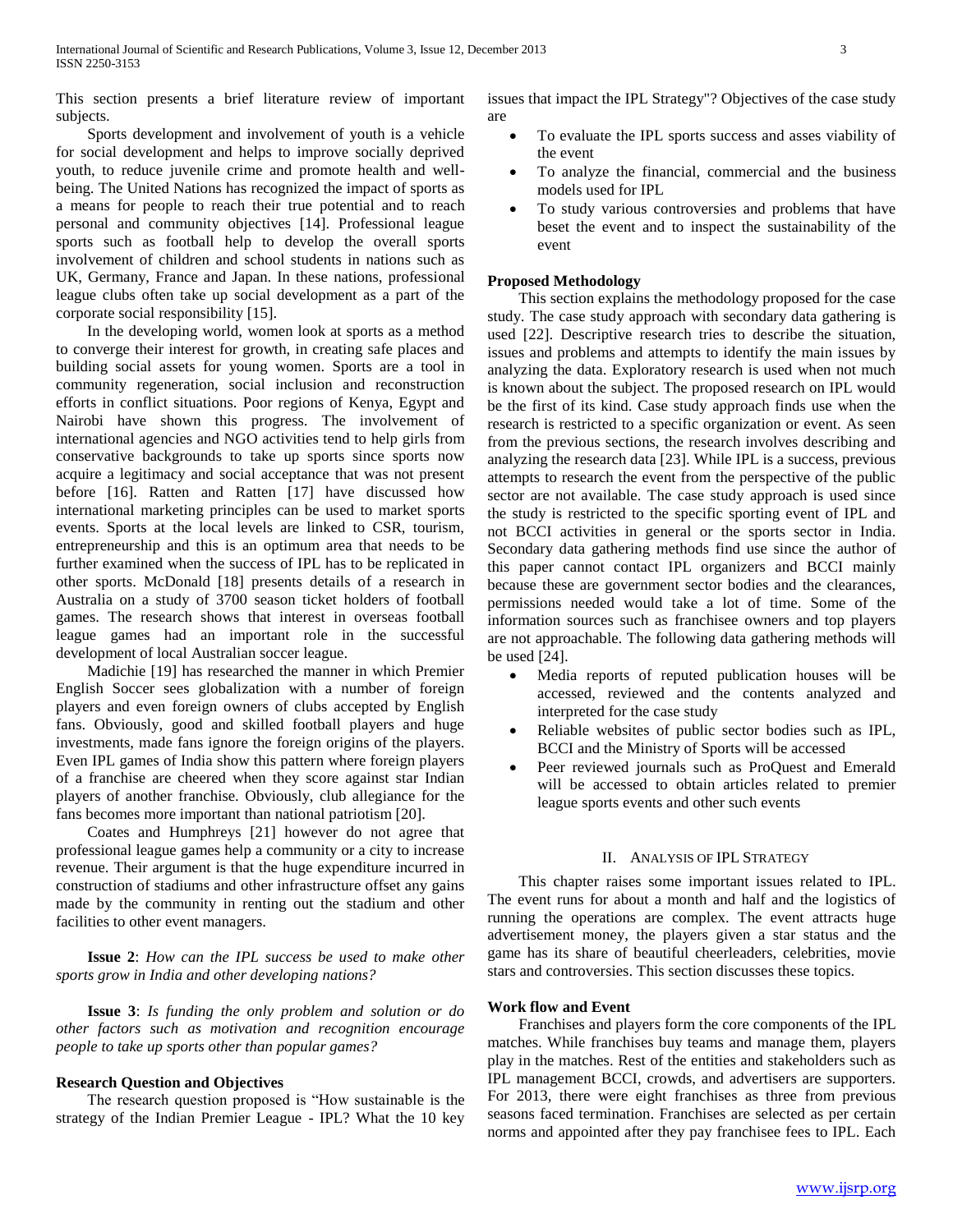This section presents a brief literature review of important subjects.

Sports development and involvement of youth is a vehicle for social development and helps to improve socially deprived youth, to reduce juvenile crime and promote health and well-being. The United Nations has recognized the impact of sports as a means for people to reach their true potential and to reach personal and community objectives [14]. Professional league sports such as football help to develop the overall sports involvement of children and school students in nations such as UK, Germany, France and Japan. In these nations, professional league clubs often take up social development as a part of the corporate social responsibility [15].

In the developing world, women look at sports as a method to converge their interest for growth, in creating safe places and building social assets for young women. Sports are a tool in community regeneration, social inclusion and reconstruction efforts in conflict situations. Poor regions of Kenya, Egypt and Nairobi have shown this progress. The involvement of international agencies and NGO activities tend to help girls from conservative backgrounds to take up sports since sports now acquire a legitimacy and social acceptance that was not present before [16]. Ratten and Ratten [17] have discussed how international marketing principles can be used to market sports events. Sports at the local levels are linked to CSR, tourism, entrepreneurship and this is an optimum area that needs to be further examined when the success of IPL has to be replicated in other sports. McDonald [18] presents details of a research in Australia on a study of 3700 season ticket holders of football games. The research shows that interest in overseas football league games had an important role in the successful development of local Australian soccer league.

Madichie [19] has researched the manner in which Premier English Soccer sees globalization with a number of foreign players and even foreign owners of clubs accepted by English fans. Obviously, good and skilled football players and huge investments, made fans ignore the foreign origins of the players. Even IPL games of India show this pattern where foreign players of a franchise are cheered when they score against star Indian players of another franchise. Obviously, club allegiance for the fans becomes more important than national patriotism [20].

Coates and Humphreys [21] however do not agree that professional league games help a community or a city to increase revenue. Their argument is that the huge expenditure incurred in construction of stadiums and other infrastructure offset any gains made by the community in renting out the stadium and other facilities to other event managers.

**Issue 2**: *How can the IPL success be used to make other sports grow in India and other developing nations?*

**Issue 3**: *Is funding the only problem and solution or do other factors such as motivation and recognition encourage people to take up sports other than popular games?*

### Research Question and Objectives

The research question proposed is "How sustainable is the strategy of the Indian Premier League - IPL? What the 10 key issues that impact the IPL Strategy"? Objectives of the case study are

- To evaluate the IPL sports success and asses viability of the event
- To analyze the financial, commercial and the business models used for IPL
- To study various controversies and problems that have beset the event and to inspect the sustainability of the event

### Proposed Methodology

This section explains the methodology proposed for the case study. The case study approach with secondary data gathering is used [22]. Descriptive research tries to describe the situation, issues and problems and attempts to identify the main issues by analyzing the data. Exploratory research is used when not much is known about the subject. The proposed research on IPL would be the first of its kind. Case study approach finds use when the research is restricted to a specific organization or event. As seen from the previous sections, the research involves describing and analyzing the research data [23]. While IPL is a success, previous attempts to research the event from the perspective of the public sector are not available. The case study approach is used since the study is restricted to the specific sporting event of IPL and not BCCI activities in general or the sports sector in India. Secondary data gathering methods find use since the author of this paper cannot contact IPL organizers and BCCI mainly because these are government sector bodies and the clearances, permissions needed would take a lot of time. Some of the information sources such as franchisee owners and top players are not approachable. The following data gathering methods will be used [24].

- Media reports of reputed publication houses will be accessed, reviewed and the contents analyzed and interpreted for the case study
- Reliable websites of public sector bodies such as IPL, BCCI and the Ministry of Sports will be accessed
- Peer reviewed journals such as ProQuest and Emerald will be accessed to obtain articles related to premier league sports events and other such events

## II. Analysis of IPL Strategy

This chapter raises some important issues related to IPL. The event runs for about a month and half and the logistics of running the operations are complex. The event attracts huge advertisement money, the players given a star status and the game has its share of beautiful cheerleaders, celebrities, movie stars and controversies. This section discusses these topics.

### Work flow and Event

Franchises and players form the core components of the IPL matches. While franchises buy teams and manage them, players play in the matches. Rest of the entities and stakeholders such as IPL management BCCI, crowds, and advertisers are supporters. For 2013, there were eight franchises as three from previous seasons faced termination. Franchises are selected as per certain norms and appointed after they pay franchisee fees to IPL. Each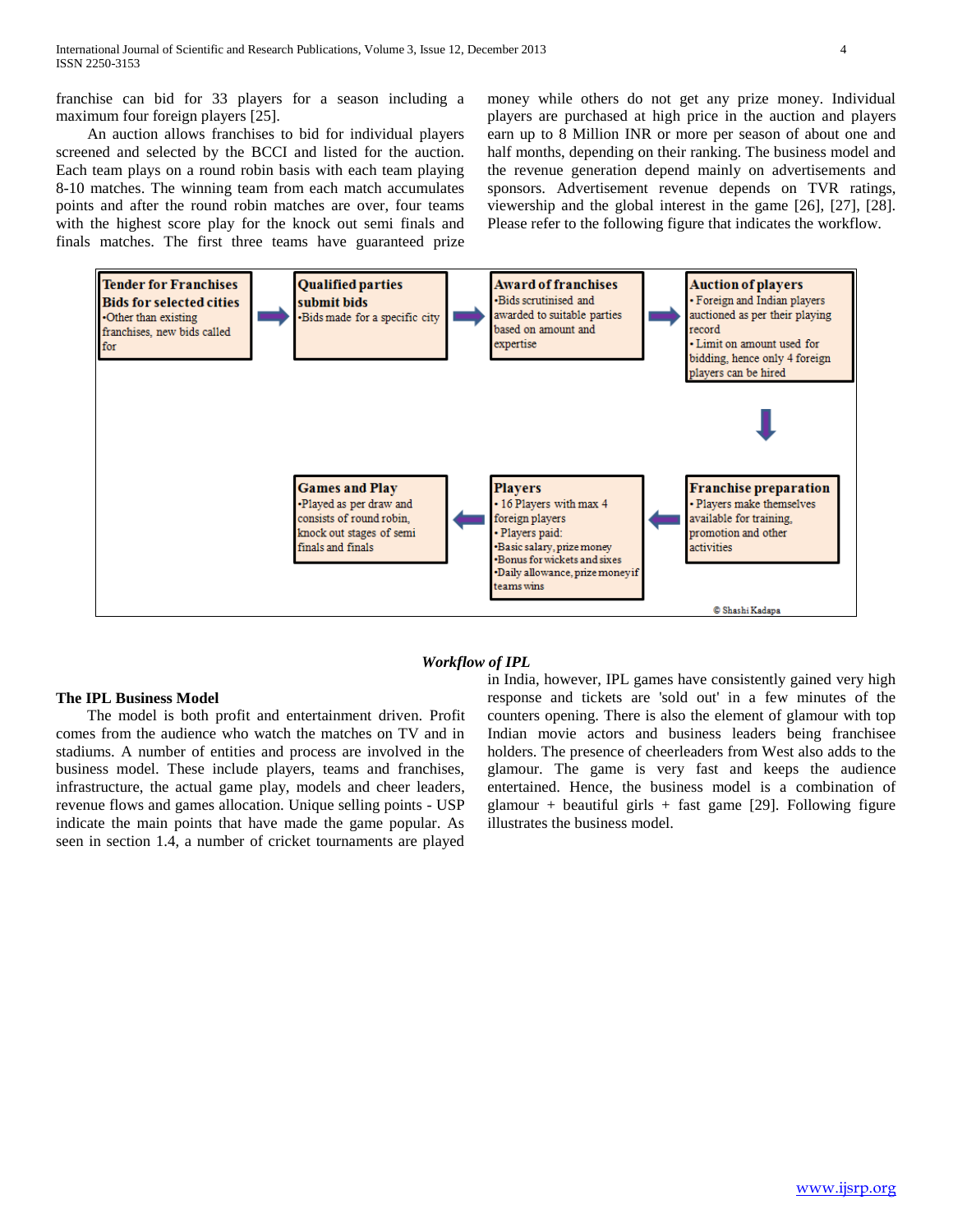franchise can bid for 33 players for a season including a maximum four foreign players [25].

An auction allows franchises to bid for individual players screened and selected by the BCCI and listed for the auction. Each team plays on a round robin basis with each team playing 8-10 matches. The winning team from each match accumulates points and after the round robin matches are over, four teams with the highest score play for the knock out semi finals and finals matches. The first three teams have guaranteed prize money while others do not get any prize money. Individual players are purchased at high price in the auction and players earn up to 8 Million INR or more per season of about one and half months, depending on their ranking. The business model and the revenue generation depend mainly on advertisements and sponsors. Advertisement revenue depends on TVR ratings, viewership and the global interest in the game [26], [27], [28]. Please refer to the following figure that indicates the workflow.

**Tender for Franchises Bids for selected cities**
- Other than existing franchises, new bids called for

→ **Qualified parties submit bids**
- Bids made for a specific city

→ **Award of franchises**
- Bids scrutinised and awarded to suitable parties based on amount and expertise

→ **Auction of players**
- Foreign and Indian players auctioned as per their playing record
- Limit on amount used for bidding, hence only 4 foreign players can be hired

→ **Franchise preparation**
- Players make themselves available for training, promotion and other activities

→ **Players**
- 16 Players with max 4 foreign players
- Players paid:
- Basic salary, prize money
- Bonus for wickets and sixes
- Daily allowance, prize money if teams wins

→ **Games and Play**
- Played as per draw and consists of round robin, knock out stages of semi finals and finals

© Shashi Kadapa

***Workflow of IPL***

**The IPL Business Model**

The model is both profit and entertainment driven. Profit comes from the audience who watch the matches on TV and in stadiums. A number of entities and process are involved in the business model. These include players, teams and franchises, infrastructure, the actual game play, models and cheer leaders, revenue flows and games allocation. Unique selling points - USP indicate the main points that have made the game popular. As seen in section 1.4, a number of cricket tournaments are played in India, however, IPL games have consistently gained very high response and tickets are 'sold out' in a few minutes of the counters opening. There is also the element of glamour with top Indian movie actors and business leaders being franchisee holders. The presence of cheerleaders from West also adds to the glamour. The game is very fast and keeps the audience entertained. Hence, the business model is a combination of glamour + beautiful girls + fast game [29]. Following figure illustrates the business model.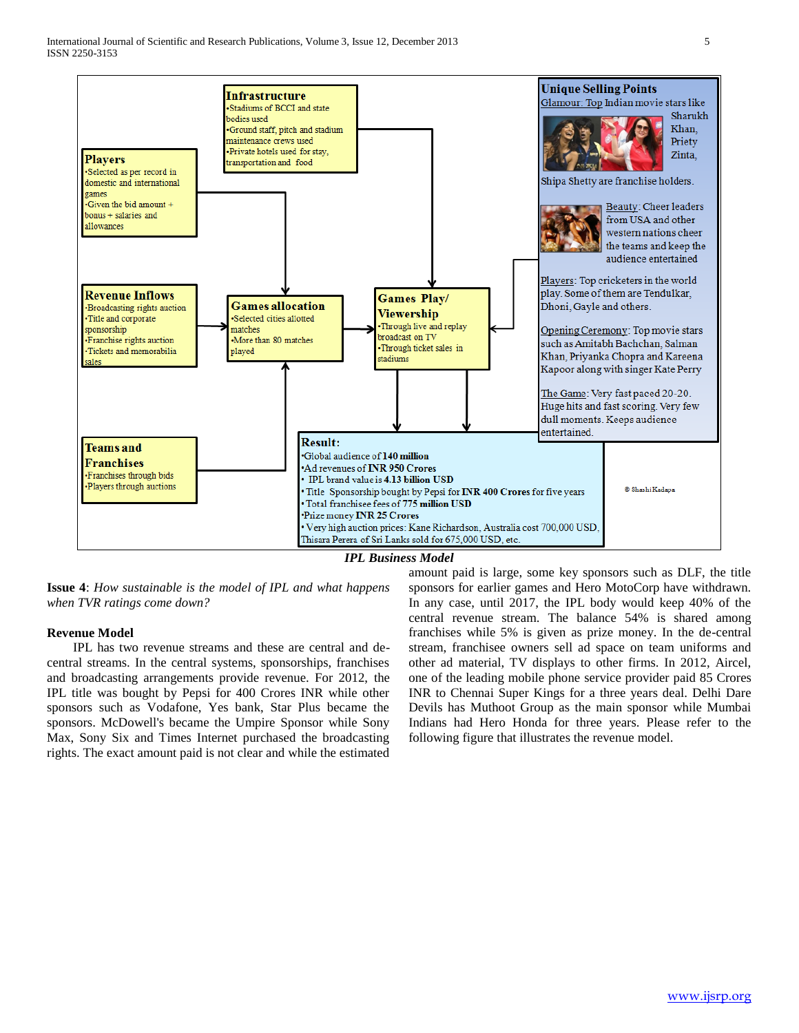**Infrastructure**
- Stadiums of BCCI and state bodies used
- Ground staff, pitch and stadium maintenance crews used
- Private hotels used for stay, transportation and food

**Players**
- Selected as per record in domestic and international games
- Given the bid amount + bonus + salaries and allowances

**Revenue Inflows**
- Broadcasting rights auction
- Title and corporate sponsorship
- Franchise rights auction
- Tickets and memorabilia sales

**Games allocation**
- Selected cities allotted matches
- More than 80 matches played

**Games Play/ Viewership**
- Through live and replay broadcast on TV
- Through ticket sales in stadiums

**Teams and Franchises**
- Franchises through bids
- Players through auctions

**Unique Selling Points**

Glamour: Top Indian movie stars like Sharukh Khan, Priety Zinta, Shipa Shetty are franchise holders.

Beauty: Cheer leaders from USA and other western nations cheer the teams and keep the audience entertained

Players: Top cricketers in the world play. Some of them are Tendulkar, Dhoni, Gayle and others.

Opening Ceremony: Top movie stars such as Amitabh Bachchan, Salman Khan, Priyanka Chopra and Kareena Kapoor along with singer Kate Perry

The Game: Very fast paced 20-20. Huge hits and fast scoring. Very few dull moments. Keeps audience entertained.

**Result:**
- Global audience of **140 million**
- Ad revenues of **INR 950 Crores**
- IPL brand value is **4.13 billion USD**
- Title Sponsorship bought by Pepsi for **INR 400 Crores** for five years
- Total franchisee fees of **775 million USD**
- Prize money **INR 25 Crores**
- Very high auction prices: Kane Richardson, Australia cost 700,000 USD. Thisara Perera of Sri Lanka sold for 675,000 USD, etc.

© Shashi Kadapa

***IPL Business Model***

**Issue 4**: *How sustainable is the model of IPL and what happens when TVR ratings come down?*

**Revenue Model**

IPL has two revenue streams and these are central and de-central streams. In the central systems, sponsorships, franchises and broadcasting arrangements provide revenue. For 2012, the IPL title was bought by Pepsi for 400 Crores INR while other sponsors such as Vodafone, Yes bank, Star Plus became the sponsors. McDowell's became the Umpire Sponsor while Sony Max, Sony Six and Times Internet purchased the broadcasting rights. The exact amount paid is not clear and while the estimated amount paid is large, some key sponsors such as DLF, the title sponsors for earlier games and Hero MotoCorp have withdrawn. In any case, until 2017, the IPL body would keep 40% of the central revenue stream. The balance 54% is shared among franchises while 5% is given as prize money. In the de-central stream, franchisee owners sell ad space on team uniforms and other ad material, TV displays to other firms. In 2012, Aircel, one of the leading mobile phone service provider paid 85 Crores INR to Chennai Super Kings for a three years deal. Delhi Dare Devils has Muthoot Group as the main sponsor while Mumbai Indians had Hero Honda for three years. Please refer to the following figure that illustrates the revenue model.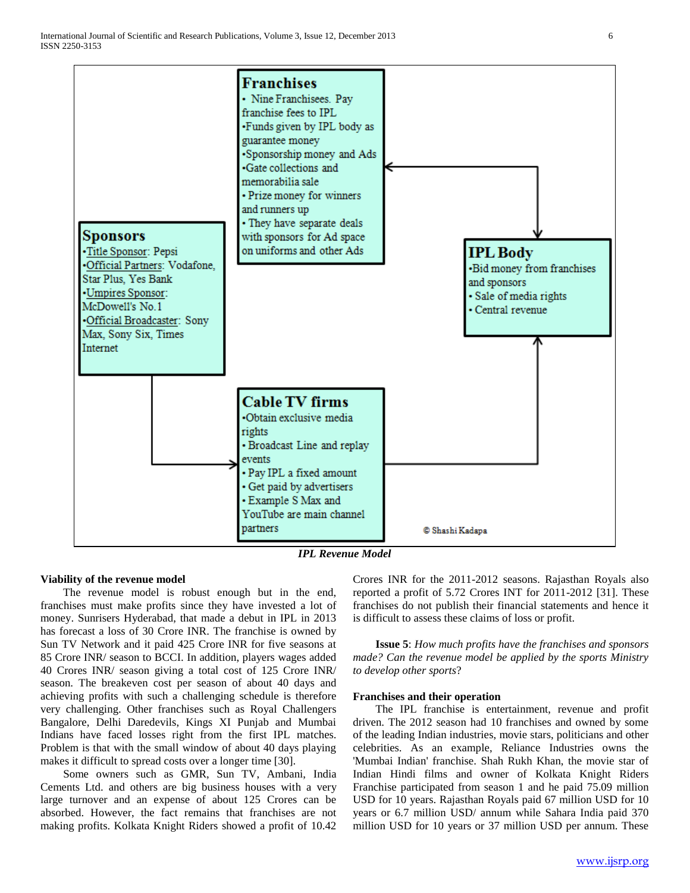**Franchises**

- Nine Franchisees. Pay franchise fees to IPL
- Funds given by IPL body as guarantee money
- Sponsorship money and Ads
- Gate collections and memorabilia sale
- Prize money for winners and runners up
- They have separate deals with sponsors for Ad space on uniforms and other Ads

**Sponsors**

- Title Sponsor: Pepsi
- Official Partners: Vodafone, Star Plus, Yes Bank
- Umpires Sponsor: McDowell's No.1
- Official Broadcaster: Sony Max, Sony Six, Times Internet

**IPL Body**

- Bid money from franchises and sponsors
- Sale of media rights
- Central revenue

**Cable TV firms**

- Obtain exclusive media rights
- Broadcast Line and replay events
- Pay IPL a fixed amount
- Get paid by advertisers
- Example S Max and YouTube are main channel partners

© Shashi Kadapa

***IPL Revenue Model***

**Viability of the revenue model**

The revenue model is robust enough but in the end, franchises must make profits since they have invested a lot of money. Sunrisers Hyderabad, that made a debut in IPL in 2013 has forecast a loss of 30 Crore INR. The franchise is owned by Sun TV Network and it paid 425 Crore INR for five seasons at 85 Crore INR/ season to BCCI. In addition, players wages added 40 Crores INR/ season giving a total cost of 125 Crore INR/ season. The breakeven cost per season of about 40 days and achieving profits with such a challenging schedule is therefore very challenging. Other franchises such as Royal Challengers Bangalore, Delhi Daredevils, Kings XI Punjab and Mumbai Indians have faced losses right from the first IPL matches. Problem is that with the small window of about 40 days playing makes it difficult to spread costs over a longer time [30].

Some owners such as GMR, Sun TV, Ambani, India Cements Ltd. and others are big business houses with a very large turnover and an expense of about 125 Crores can be absorbed. However, the fact remains that franchises are not making profits. Kolkata Knight Riders showed a profit of 10.42 Crores INR for the 2011-2012 seasons. Rajasthan Royals also reported a profit of 5.72 Crores INT for 2011-2012 [31]. These franchises do not publish their financial statements and hence it is difficult to assess these claims of loss or profit.

**Issue 5**: *How much profits have the franchises and sponsors made? Can the revenue model be applied by the sports Ministry to develop other sports*?

**Franchises and their operation**

The IPL franchise is entertainment, revenue and profit driven. The 2012 season had 10 franchises and owned by some of the leading Indian industries, movie stars, politicians and other celebrities. As an example, Reliance Industries owns the 'Mumbai Indian' franchise. Shah Rukh Khan, the movie star of Indian Hindi films and owner of Kolkata Knight Riders Franchise participated from season 1 and he paid 75.09 million USD for 10 years. Rajasthan Royals paid 67 million USD for 10 years or 6.7 million USD/ annum while Sahara India paid 370 million USD for 10 years or 37 million USD per annum. These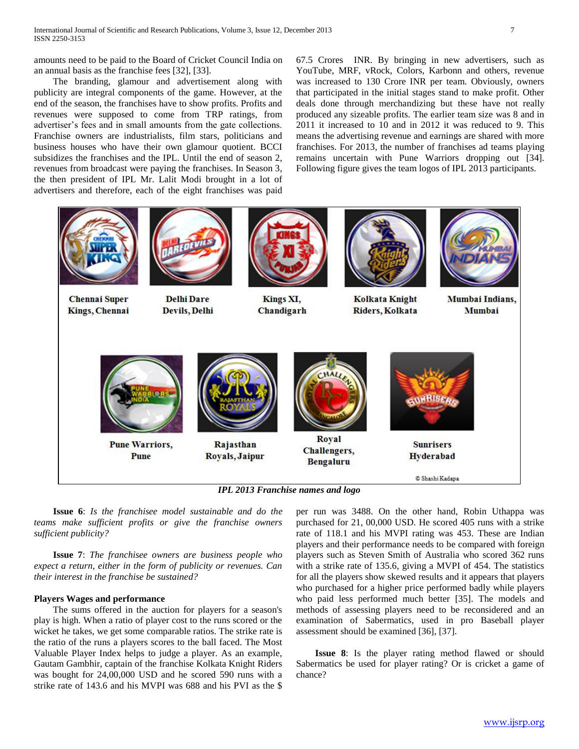amounts need to be paid to the Board of Cricket Council India on an annual basis as the franchise fees [32], [33].

The branding, glamour and advertisement along with publicity are integral components of the game. However, at the end of the season, the franchises have to show profits. Profits and revenues were supposed to come from TRP ratings, from advertiser's fees and in small amounts from the gate collections. Franchise owners are industrialists, film stars, politicians and business houses who have their own glamour quotient. BCCI subsidizes the franchises and the IPL. Until the end of season 2, revenues from broadcast were paying the franchises. In Season 3, the then president of IPL Mr. Lalit Modi brought in a lot of advertisers and therefore, each of the eight franchises was paid 67.5 Crores INR. By bringing in new advertisers, such as YouTube, MRF, vRock, Colors, Karbonn and others, revenue was increased to 130 Crore INR per team. Obviously, owners that participated in the initial stages stand to make profit. Other deals done through merchandizing but these have not really produced any sizeable profits. The earlier team size was 8 and in 2011 it increased to 10 and in 2012 it was reduced to 9. This means the advertising revenue and earnings are shared with more franchises. For 2013, the number of franchises ad teams playing remains uncertain with Pune Warriors dropping out [34]. Following figure gives the team logos of IPL 2013 participants.

Chennai Super Kings, Chennai | Delhi Dare Devils, Delhi | Kings XI, Chandigarh | Kolkata Knight Riders, Kolkata | Mumbai Indians, Mumbai | Pune Warriors, Pune | Rajasthan Royals, Jaipur | Royal Challengers, Bengaluru | Sunrisers Hyderabad

© Shashi Kadapa

*IPL 2013 Franchise names and logo*

**Issue 6**: *Is the franchisee model sustainable and do the teams make sufficient profits or give the franchise owners sufficient publicity?*

**Issue 7**: *The franchisee owners are business people who expect a return, either in the form of publicity or revenues. Can their interest in the franchise be sustained?*

### Players Wages and performance

The sums offered in the auction for players for a season's play is high. When a ratio of player cost to the runs scored or the wicket he takes, we get some comparable ratios. The strike rate is the ratio of the runs a players scores to the ball faced. The Most Valuable Player Index helps to judge a player. As an example, Gautam Gambhir, captain of the franchise Kolkata Knight Riders was bought for 24,00,000 USD and he scored 590 runs with a strike rate of 143.6 and his MVPI was 688 and his PVI as the $ per run was 3488. On the other hand, Robin Uthappa was purchased for 21, 00,000 USD. He scored 405 runs with a strike rate of 118.1 and his MVPI rating was 453. These are Indian players and their performance needs to be compared with foreign players such as Steven Smith of Australia who scored 362 runs with a strike rate of 135.6, giving a MVPI of 454. The statistics for all the players show skewed results and it appears that players who purchased for a higher price performed badly while players who paid less performed much better [35]. The models and methods of assessing players need to be reconsidered and an examination of Sabermatics, used in pro Baseball player assessment should be examined [36], [37].

**Issue 8**: Is the player rating method flawed or should Sabermatics be used for player rating? Or is cricket a game of chance?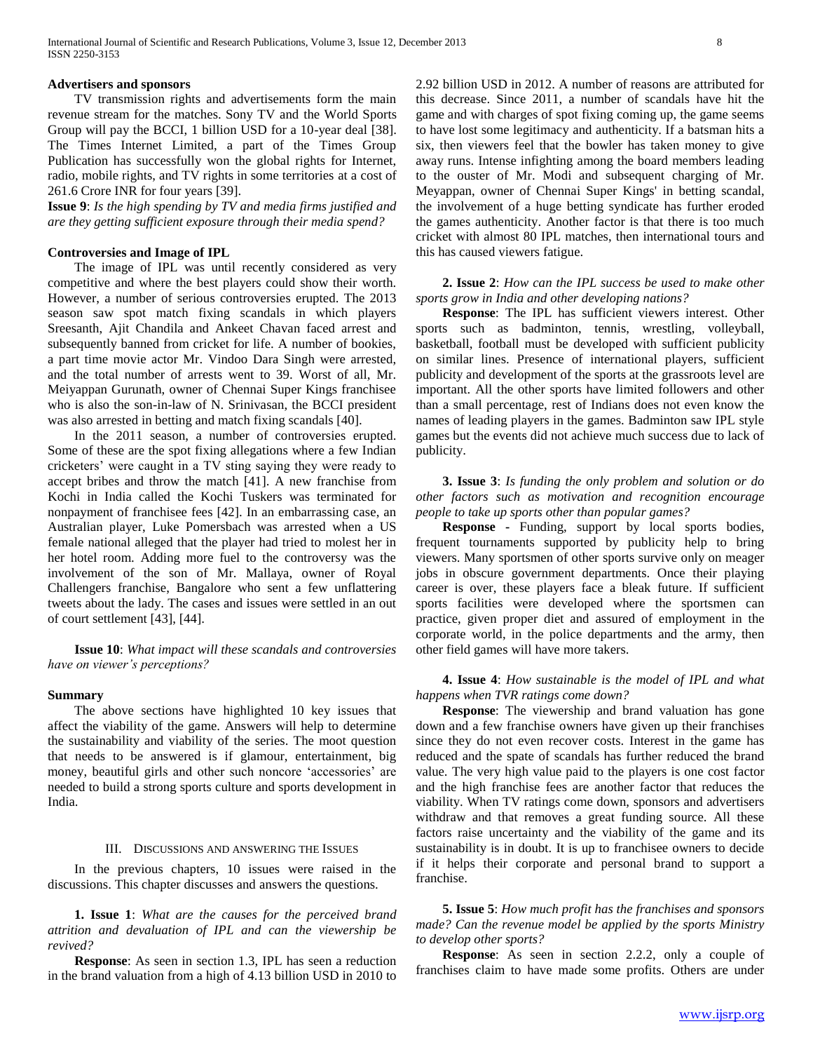#### Advertisers and sponsors

TV transmission rights and advertisements form the main revenue stream for the matches. Sony TV and the World Sports Group will pay the BCCI, 1 billion USD for a 10-year deal [38]. The Times Internet Limited, a part of the Times Group Publication has successfully won the global rights for Internet, radio, mobile rights, and TV rights in some territories at a cost of 261.6 Crore INR for four years [39].

**Issue 9**: *Is the high spending by TV and media firms justified and are they getting sufficient exposure through their media spend?*

#### Controversies and Image of IPL

The image of IPL was until recently considered as very competitive and where the best players could show their worth. However, a number of serious controversies erupted. The 2013 season saw spot match fixing scandals in which players Sreesanth, Ajit Chandila and Ankeet Chavan faced arrest and subsequently banned from cricket for life. A number of bookies, a part time movie actor Mr. Vindoo Dara Singh were arrested, and the total number of arrests went to 39. Worst of all, Mr. Meiyappan Gurunath, owner of Chennai Super Kings franchisee who is also the son-in-law of N. Srinivasan, the BCCI president was also arrested in betting and match fixing scandals [40].

In the 2011 season, a number of controversies erupted. Some of these are the spot fixing allegations where a few Indian cricketers' were caught in a TV sting saying they were ready to accept bribes and throw the match [41]. A new franchise from Kochi in India called the Kochi Tuskers was terminated for nonpayment of franchisee fees [42]. In an embarrassing case, an Australian player, Luke Pomersbach was arrested when a US female national alleged that the player had tried to molest her in her hotel room. Adding more fuel to the controversy was the involvement of the son of Mr. Mallaya, owner of Royal Challengers franchise, Bangalore who sent a few unflattering tweets about the lady. The cases and issues were settled in an out of court settlement [43], [44].

**Issue 10**: *What impact will these scandals and controversies have on viewer's perceptions?*

#### Summary

The above sections have highlighted 10 key issues that affect the viability of the game. Answers will help to determine the sustainability and viability of the series. The moot question that needs to be answered is if glamour, entertainment, big money, beautiful girls and other such noncore 'accessories' are needed to build a strong sports culture and sports development in India.

## III. Discussions and Answering the Issues

In the previous chapters, 10 issues were raised in the discussions. This chapter discusses and answers the questions.

**1. Issue 1**: *What are the causes for the perceived brand attrition and devaluation of IPL and can the viewership be revived?*

**Response**: As seen in section 1.3, IPL has seen a reduction in the brand valuation from a high of 4.13 billion USD in 2010 to 2.92 billion USD in 2012. A number of reasons are attributed for this decrease. Since 2011, a number of scandals have hit the game and with charges of spot fixing coming up, the game seems to have lost some legitimacy and authenticity. If a batsman hits a six, then viewers feel that the bowler has taken money to give away runs. Intense infighting among the board members leading to the ouster of Mr. Modi and subsequent charging of Mr. Meyappan, owner of Chennai Super Kings' in betting scandal, the involvement of a huge betting syndicate has further eroded the games authenticity. Another factor is that there is too much cricket with almost 80 IPL matches, then international tours and this has caused viewers fatigue.

**2. Issue 2**: *How can the IPL success be used to make other sports grow in India and other developing nations?*

**Response**: The IPL has sufficient viewers interest. Other sports such as badminton, tennis, wrestling, volleyball, basketball, football must be developed with sufficient publicity on similar lines. Presence of international players, sufficient publicity and development of the sports at the grassroots level are important. All the other sports have limited followers and other than a small percentage, rest of Indians does not even know the names of leading players in the games. Badminton saw IPL style games but the events did not achieve much success due to lack of publicity.

**3. Issue 3**: *Is funding the only problem and solution or do other factors such as motivation and recognition encourage people to take up sports other than popular games?*

**Response -** Funding, support by local sports bodies, frequent tournaments supported by publicity help to bring viewers. Many sportsmen of other sports survive only on meager jobs in obscure government departments. Once their playing career is over, these players face a bleak future. If sufficient sports facilities were developed where the sportsmen can practice, given proper diet and assured of employment in the corporate world, in the police departments and the army, then other field games will have more takers.

**4. Issue 4**: *How sustainable is the model of IPL and what happens when TVR ratings come down?*

**Response**: The viewership and brand valuation has gone down and a few franchise owners have given up their franchises since they do not even recover costs. Interest in the game has reduced and the spate of scandals has further reduced the brand value. The very high value paid to the players is one cost factor and the high franchise fees are another factor that reduces the viability. When TV ratings come down, sponsors and advertisers withdraw and that removes a great funding source. All these factors raise uncertainty and the viability of the game and its sustainability is in doubt. It is up to franchisee owners to decide if it helps their corporate and personal brand to support a franchise.

**5. Issue 5**: *How much profit has the franchises and sponsors made? Can the revenue model be applied by the sports Ministry to develop other sports?*

**Response**: As seen in section 2.2.2, only a couple of franchises claim to have made some profits. Others are under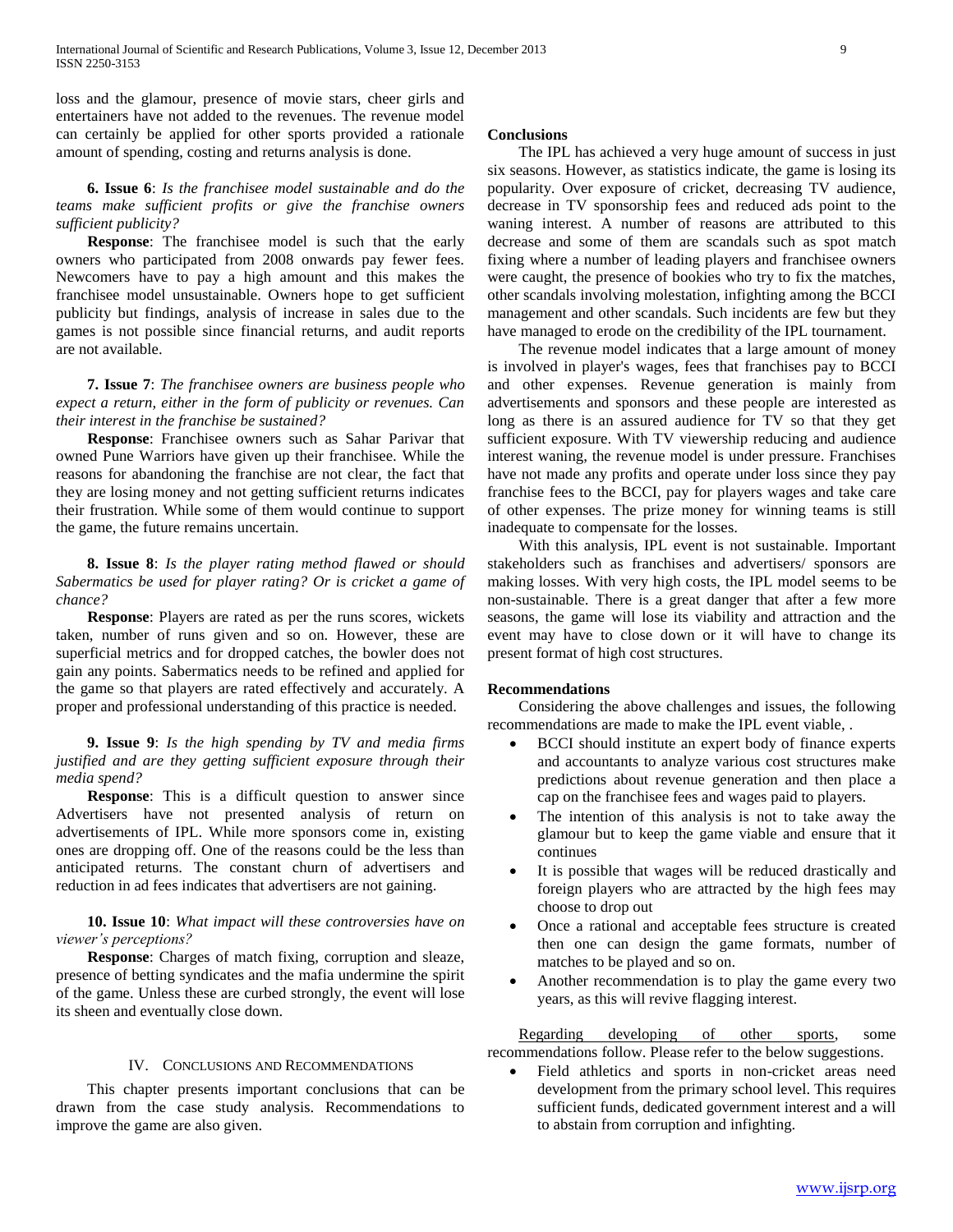loss and the glamour, presence of movie stars, cheer girls and entertainers have not added to the revenues. The revenue model can certainly be applied for other sports provided a rationale amount of spending, costing and returns analysis is done.

**6. Issue 6**: *Is the franchisee model sustainable and do the teams make sufficient profits or give the franchise owners sufficient publicity?*

**Response**: The franchisee model is such that the early owners who participated from 2008 onwards pay fewer fees. Newcomers have to pay a high amount and this makes the franchisee model unsustainable. Owners hope to get sufficient publicity but findings, analysis of increase in sales due to the games is not possible since financial returns, and audit reports are not available.

**7. Issue 7**: *The franchisee owners are business people who expect a return, either in the form of publicity or revenues. Can their interest in the franchise be sustained?*

**Response**: Franchisee owners such as Sahar Parivar that owned Pune Warriors have given up their franchisee. While the reasons for abandoning the franchise are not clear, the fact that they are losing money and not getting sufficient returns indicates their frustration. While some of them would continue to support the game, the future remains uncertain.

**8. Issue 8**: *Is the player rating method flawed or should Sabermatics be used for player rating? Or is cricket a game of chance?*

**Response**: Players are rated as per the runs scores, wickets taken, number of runs given and so on. However, these are superficial metrics and for dropped catches, the bowler does not gain any points. Sabermatics needs to be refined and applied for the game so that players are rated effectively and accurately. A proper and professional understanding of this practice is needed.

**9. Issue 9**: *Is the high spending by TV and media firms justified and are they getting sufficient exposure through their media spend?*

**Response**: This is a difficult question to answer since Advertisers have not presented analysis of return on advertisements of IPL. While more sponsors come in, existing ones are dropping off. One of the reasons could be the less than anticipated returns. The constant churn of advertisers and reduction in ad fees indicates that advertisers are not gaining.

**10. Issue 10**: *What impact will these controversies have on viewer's perceptions?*

**Response**: Charges of match fixing, corruption and sleaze, presence of betting syndicates and the mafia undermine the spirit of the game. Unless these are curbed strongly, the event will lose its sheen and eventually close down.

## IV. Conclusions and Recommendations

This chapter presents important conclusions that can be drawn from the case study analysis. Recommendations to improve the game are also given.

**Conclusions**

The IPL has achieved a very huge amount of success in just six seasons. However, as statistics indicate, the game is losing its popularity. Over exposure of cricket, decreasing TV audience, decrease in TV sponsorship fees and reduced ads point to the waning interest. A number of reasons are attributed to this decrease and some of them are scandals such as spot match fixing where a number of leading players and franchisee owners were caught, the presence of bookies who try to fix the matches, other scandals involving molestation, infighting among the BCCI management and other scandals. Such incidents are few but they have managed to erode on the credibility of the IPL tournament.

The revenue model indicates that a large amount of money is involved in player's wages, fees that franchises pay to BCCI and other expenses. Revenue generation is mainly from advertisements and sponsors and these people are interested as long as there is an assured audience for TV so that they get sufficient exposure. With TV viewership reducing and audience interest waning, the revenue model is under pressure. Franchises have not made any profits and operate under loss since they pay franchise fees to the BCCI, pay for players wages and take care of other expenses. The prize money for winning teams is still inadequate to compensate for the losses.

With this analysis, IPL event is not sustainable. Important stakeholders such as franchises and advertisers/ sponsors are making losses. With very high costs, the IPL model seems to be non-sustainable. There is a great danger that after a few more seasons, the game will lose its viability and attraction and the event may have to close down or it will have to change its present format of high cost structures.

**Recommendations**

Considering the above challenges and issues, the following recommendations are made to make the IPL event viable, .

- BCCI should institute an expert body of finance experts and accountants to analyze various cost structures make predictions about revenue generation and then place a cap on the franchisee fees and wages paid to players.
- The intention of this analysis is not to take away the glamour but to keep the game viable and ensure that it continues
- It is possible that wages will be reduced drastically and foreign players who are attracted by the high fees may choose to drop out
- Once a rational and acceptable fees structure is created then one can design the game formats, number of matches to be played and so on.
- Another recommendation is to play the game every two years, as this will revive flagging interest.

Regarding developing of other sports, some recommendations follow. Please refer to the below suggestions.

- Field athletics and sports in non-cricket areas need development from the primary school level. This requires sufficient funds, dedicated government interest and a will to abstain from corruption and infighting.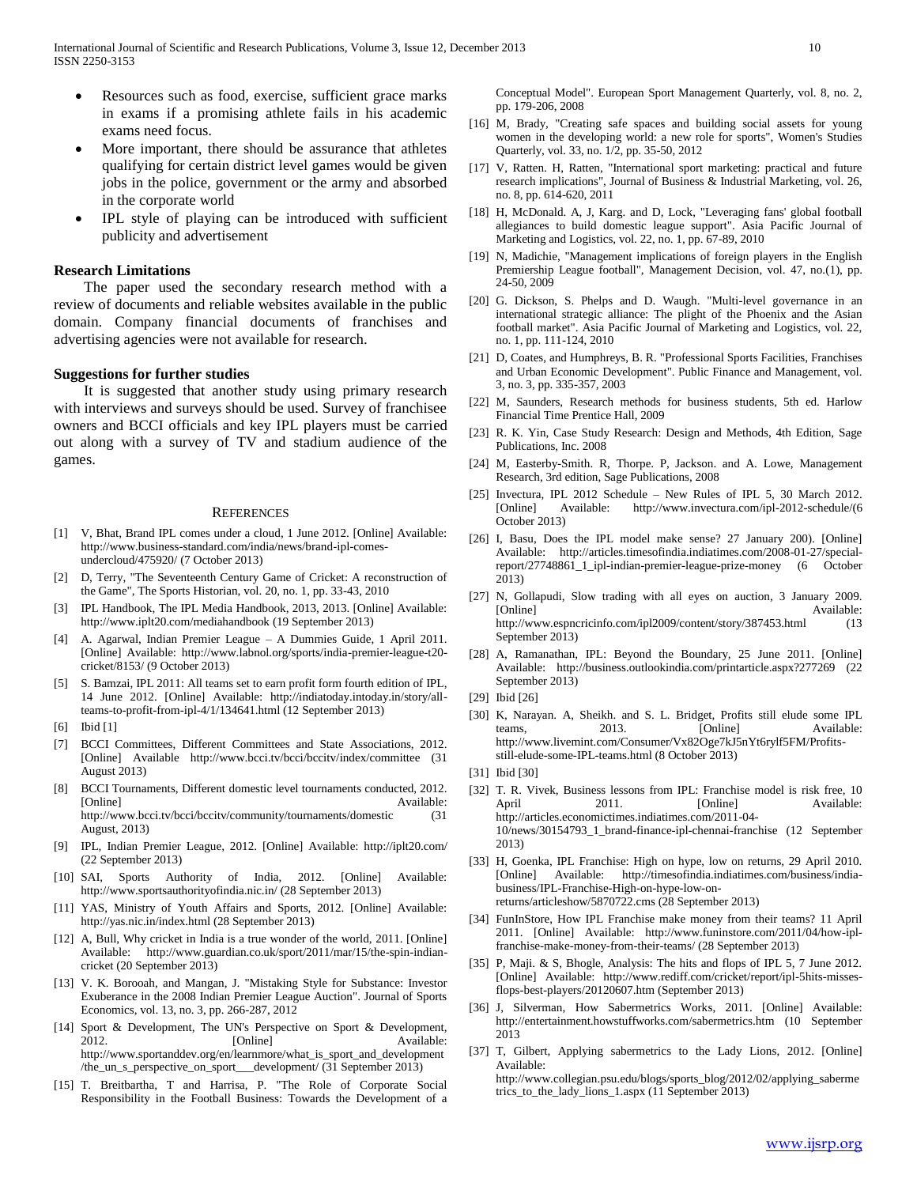- Resources such as food, exercise, sufficient grace marks in exams if a promising athlete fails in his academic exams need focus.
- More important, there should be assurance that athletes qualifying for certain district level games would be given jobs in the police, government or the army and absorbed in the corporate world
- IPL style of playing can be introduced with sufficient publicity and advertisement

### Research Limitations

The paper used the secondary research method with a review of documents and reliable websites available in the public domain. Company financial documents of franchises and advertising agencies were not available for research.

### Suggestions for further studies

It is suggested that another study using primary research with interviews and surveys should be used. Survey of franchisee owners and BCCI officials and key IPL players must be carried out along with a survey of TV and stadium audience of the games.

## References

[1] V, Bhat, Brand IPL comes under a cloud, 1 June 2012. [Online] Available: http://www.business-standard.com/india/news/brand-ipl-comes-undercloud/475920/ (7 October 2013)

[2] D, Terry, "The Seventeenth Century Game of Cricket: A reconstruction of the Game", The Sports Historian, vol. 20, no. 1, pp. 33-43, 2010

[3] IPL Handbook, The IPL Media Handbook, 2013, 2013. [Online] Available: http://www.iplt20.com/mediahandbook (19 September 2013)

[4] A. Agarwal, Indian Premier League – A Dummies Guide, 1 April 2011. [Online] Available: http://www.labnol.org/sports/india-premier-league-t20-cricket/8153/ (9 October 2013)

[5] S. Bamzai, IPL 2011: All teams set to earn profit form fourth edition of IPL, 14 June 2012. [Online] Available: http://indiatoday.intoday.in/story/all-teams-to-profit-from-ipl-4/1/134641.html (12 September 2013)

[6] Ibid [1]

[7] BCCI Committees, Different Committees and State Associations, 2012. [Online] Available http://www.bcci.tv/bcci/bccitv/index/committee (31 August 2013)

[8] BCCI Tournaments, Different domestic level tournaments conducted, 2012. [Online] Available: http://www.bcci.tv/bcci/bccitv/community/tournaments/domestic (31 August, 2013)

[9] IPL, Indian Premier League, 2012. [Online] Available: http://iplt20.com/ (22 September 2013)

[10] SAI, Sports Authority of India, 2012. [Online] Available: http://www.sportsauthorityofindia.nic.in/ (28 September 2013)

[11] YAS, Ministry of Youth Affairs and Sports, 2012. [Online] Available: http://yas.nic.in/index.html (28 September 2013)

[12] A, Bull, Why cricket in India is a true wonder of the world, 2011. [Online] Available: http://www.guardian.co.uk/sport/2011/mar/15/the-spin-indian-cricket (20 September 2013)

[13] V. K. Borooah, and Mangan, J. "Mistaking Style for Substance: Investor Exuberance in the 2008 Indian Premier League Auction". Journal of Sports Economics, vol. 13, no. 3, pp. 266-287, 2012

[14] Sport & Development, The UN's Perspective on Sport & Development, 2012. [Online] Available: http://www.sportanddev.org/en/learnmore/what_is_sport_and_development/the_un_s_perspective_on_sport___development/ (31 September 2013)

[15] T. Breitbartha, T and Harrisa, P. "The Role of Corporate Social Responsibility in the Football Business: Towards the Development of a Conceptual Model". European Sport Management Quarterly, vol. 8, no. 2, pp. 179-206, 2008

[16] M, Brady, "Creating safe spaces and building social assets for young women in the developing world: a new role for sports", Women's Studies Quarterly, vol. 33, no. 1/2, pp. 35-50, 2012

[17] V, Ratten. H, Ratten, "International sport marketing: practical and future research implications", Journal of Business & Industrial Marketing, vol. 26, no. 8, pp. 614-620, 2011

[18] H, McDonald. A, J, Karg. and D, Lock, "Leveraging fans' global football allegiances to build domestic league support". Asia Pacific Journal of Marketing and Logistics, vol. 22, no. 1, pp. 67-89, 2010

[19] N, Madichie, "Management implications of foreign players in the English Premiership League football", Management Decision, vol. 47, no.(1), pp. 24-50, 2009

[20] G. Dickson, S. Phelps and D. Waugh. "Multi-level governance in an international strategic alliance: The plight of the Phoenix and the Asian football market". Asia Pacific Journal of Marketing and Logistics, vol. 22, no. 1, pp. 111-124, 2010

[21] D, Coates, and Humphreys, B. R. "Professional Sports Facilities, Franchises and Urban Economic Development". Public Finance and Management, vol. 3, no. 3, pp. 335-357, 2003

[22] M, Saunders, Research methods for business students, 5th ed. Harlow Financial Time Prentice Hall, 2009

[23] R. K. Yin, Case Study Research: Design and Methods, 4th Edition, Sage Publications, Inc. 2008

[24] M, Easterby-Smith. R, Thorpe. P, Jackson. and A. Lowe, Management Research, 3rd edition, Sage Publications, 2008

[25] Invectura, IPL 2012 Schedule – New Rules of IPL 5, 30 March 2012. [Online] Available: http://www.invectura.com/ipl-2012-schedule/(6 October 2013)

[26] I, Basu, Does the IPL model make sense? 27 January 200). [Online] Available: http://articles.timesofindia.indiatimes.com/2008-01-27/special-report/27748861_1_ipl-indian-premier-league-prize-money (6 October 2013)

[27] N, Gollapudi, Slow trading with all eyes on auction, 3 January 2009. [Online] Available: http://www.espncricinfo.com/ipl2009/content/story/387453.html (13 September 2013)

[28] A, Ramanathan, IPL: Beyond the Boundary, 25 June 2011. [Online] Available: http://business.outlookindia.com/printarticle.aspx?277269 (22 September 2013)

[29] Ibid [26]

[30] K, Narayan. A, Sheikh. and S. L. Bridget, Profits still elude some IPL teams, 2013. [Online] Available: http://www.livemint.com/Consumer/Vx82Oge7kJ5nYt6rylf5FM/Profits-still-elude-some-IPL-teams.html (8 October 2013)

[31] Ibid [30]

[32] T. R. Vivek, Business lessons from IPL: Franchise model is risk free, 10 April 2011. [Online] Available: http://articles.economictimes.indiatimes.com/2011-04-10/news/30154793_1_brand-finance-ipl-chennai-franchise (12 September 2013)

[33] H, Goenka, IPL Franchise: High on hype, low on returns, 29 April 2010. [Online] Available: http://timesofindia.indiatimes.com/business/india-business/IPL-Franchise-High-on-hype-low-on-returns/articleshow/5870722.cms (28 September 2013)

[34] FunInStore, How IPL Franchise make money from their teams? 11 April 2011. [Online] Available: http://www.funinstore.com/2011/04/how-ipl-franchise-make-money-from-their-teams/ (28 September 2013)

[35] P, Maji. & S, Bhogle, Analysis: The hits and flops of IPL 5, 7 June 2012. [Online] Available: http://www.rediff.com/cricket/report/ipl-5hits-misses-flops-best-players/20120607.htm (September 2013)

[36] J, Silverman, How Sabermetrics Works, 2011. [Online] Available: http://entertainment.howstuffworks.com/sabermetrics.htm (10 September 2013

[37] T, Gilbert, Applying sabermetrics to the Lady Lions, 2012. [Online] Available: http://www.collegian.psu.edu/blogs/sports_blog/2012/02/applying_sabermetrics_to_the_lady_lions_1.aspx (11 September 2013)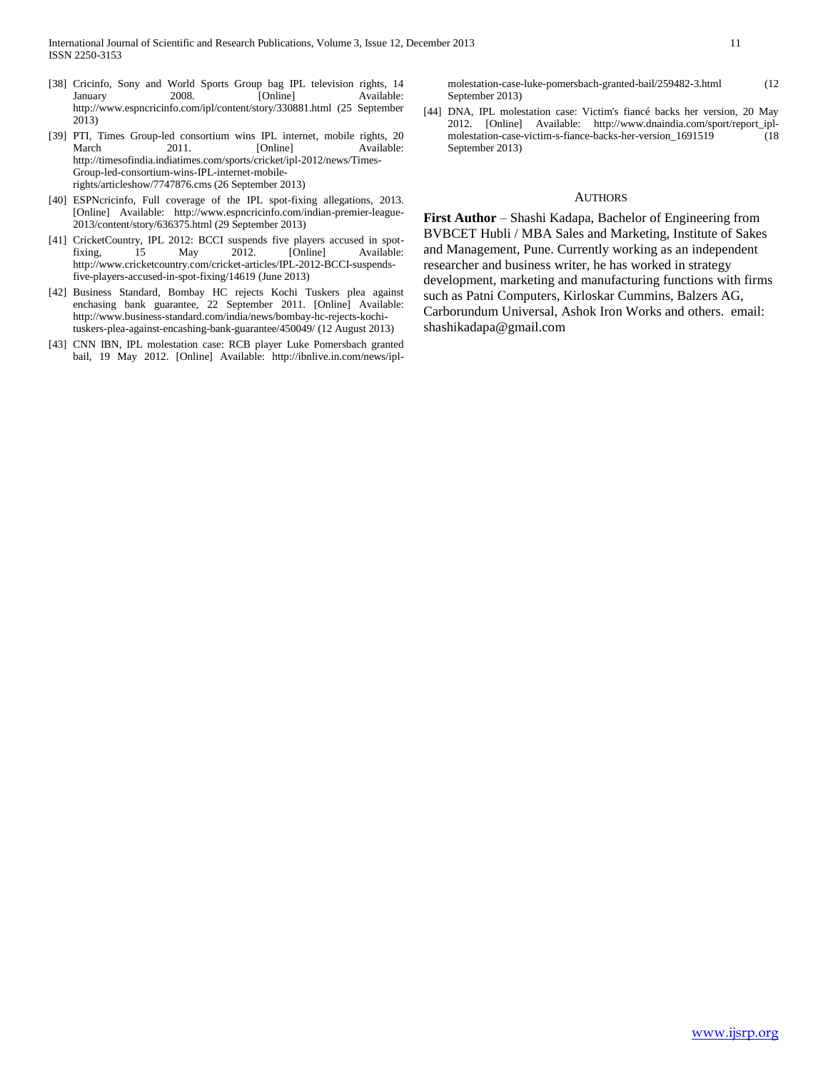[38] Cricinfo, Sony and World Sports Group bag IPL television rights, 14 January 2008. [Online] Available: http://www.espncricinfo.com/ipl/content/story/330881.html (25 September 2013)

[39] PTI, Times Group-led consortium wins IPL internet, mobile rights, 20 March 2011. [Online] Available: http://timesofindia.indiatimes.com/sports/cricket/ipl-2012/news/Times-Group-led-consortium-wins-IPL-internet-mobile-rights/articleshow/7747876.cms (26 September 2013)

[40] ESPNcricinfo, Full coverage of the IPL spot-fixing allegations, 2013. [Online] Available: http://www.espncricinfo.com/indian-premier-league-2013/content/story/636375.html (29 September 2013)

[41] CricketCountry, IPL 2012: BCCI suspends five players accused in spot-fixing, 15 May 2012. [Online] Available: http://www.cricketcountry.com/cricket-articles/IPL-2012-BCCI-suspends-five-players-accused-in-spot-fixing/14619 (June 2013)

[42] Business Standard, Bombay HC rejects Kochi Tuskers plea against enchasing bank guarantee, 22 September 2011. [Online] Available: http://www.business-standard.com/india/news/bombay-hc-rejects-kochi-tuskers-plea-against-encashing-bank-guarantee/450049/ (12 August 2013)

[43] CNN IBN, IPL molestation case: RCB player Luke Pomersbach granted bail, 19 May 2012. [Online] Available: http://ibnlive.in.com/news/ipl-molestation-case-luke-pomersbach-granted-bail/259482-3.html (12 September 2013)

[44] DNA, IPL molestation case: Victim's fiancé backs her version, 20 May 2012. [Online] Available: http://www.dnaindia.com/sport/report_ipl-molestation-case-victim-s-fiance-backs-her-version_1691519 (18 September 2013)

## Authors

**First Author** – Shashi Kadapa, Bachelor of Engineering from BVBCET Hubli / MBA Sales and Marketing, Institute of Sakes and Management, Pune. Currently working as an independent researcher and business writer, he has worked in strategy development, marketing and manufacturing functions with firms such as Patni Computers, Kirloskar Cummins, Balzers AG, Carborundum Universal, Ashok Iron Works and others. email: shashikadapa@gmail.com